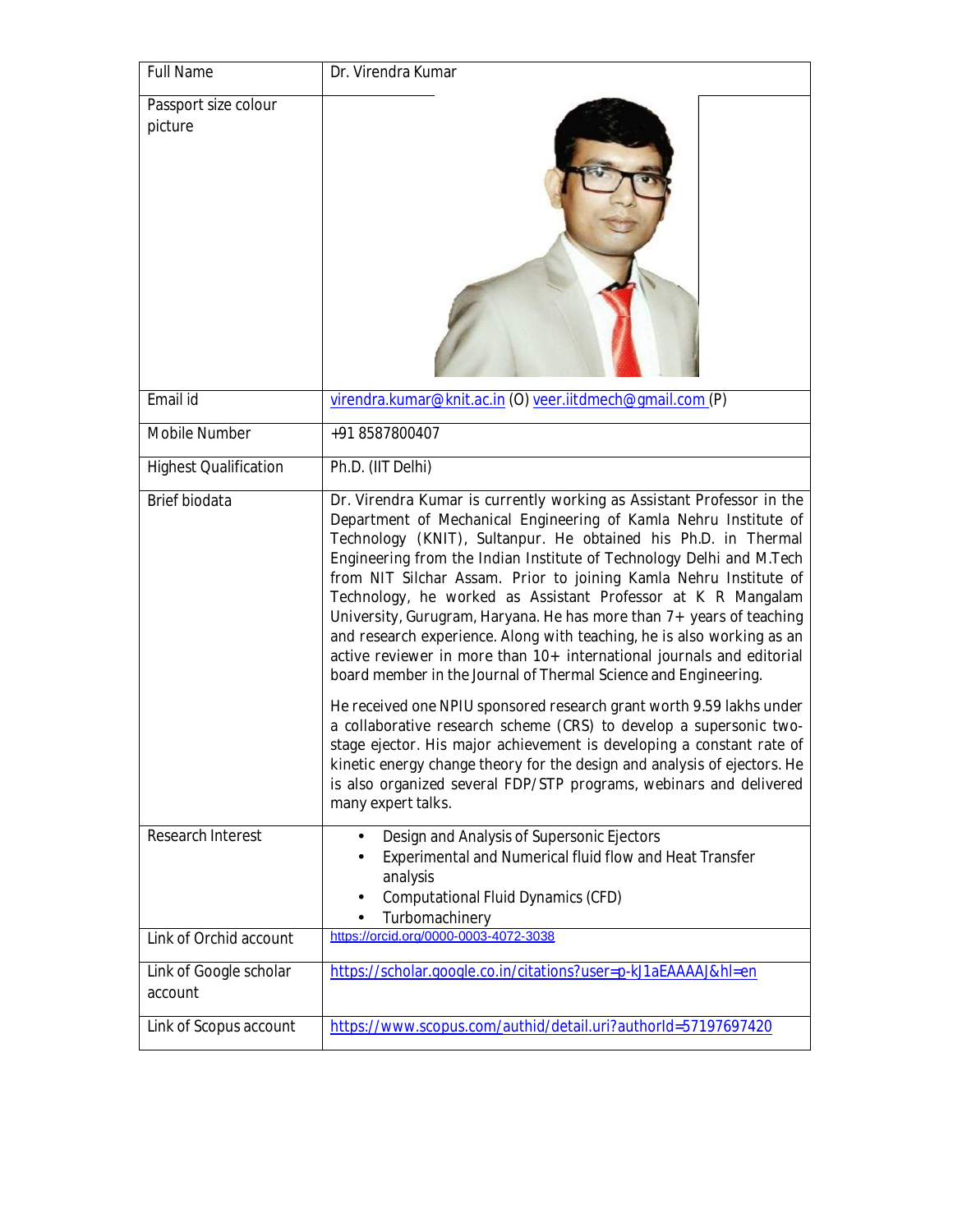| Full Name | Dr. Virendra Kumar |
|---|---|
| Passport size colour picture | |
| Email id | virendra.kumar@knit.ac.in (O) veer.iitdmech@gmail.com (P) |
| Mobile Number | +91 8587800407 |
| Highest Qualification | Ph.D. (IIT Delhi) |
| Brief biodata | Dr. Virendra Kumar is currently working as Assistant Professor in the Department of Mechanical Engineering of Kamla Nehru Institute of Technology (KNIT), Sultanpur. He obtained his Ph.D. in Thermal Engineering from the Indian Institute of Technology Delhi and M.Tech from NIT Silchar Assam. Prior to joining Kamla Nehru Institute of Technology, he worked as Assistant Professor at K R Mangalam University, Gurugram, Haryana. He has more than 7+ years of teaching and research experience. Along with teaching, he is also working as an active reviewer in more than 10+ international journals and editorial board member in the Journal of Thermal Science and Engineering.<br><br>He received one NPIU sponsored research grant worth 9.59 lakhs under a collaborative research scheme (CRS) to develop a supersonic two-stage ejector. His major achievement is developing a constant rate of kinetic energy change theory for the design and analysis of ejectors. He is also organized several FDP/STP programs, webinars and delivered many expert talks. |
| Research Interest | • Design and Analysis of Supersonic Ejectors<br>• Experimental and Numerical fluid flow and Heat Transfer analysis<br>• Computational Fluid Dynamics (CFD)<br>• Turbomachinery |
| Link of Orchid account | https://orcid.org/0000-0003-4072-3038 |
| Link of Google scholar account | https://scholar.google.co.in/citations?user=p-kJ1aEAAAAJ&hl=en |
| Link of Scopus account | https://www.scopus.com/authid/detail.uri?authorId=57197697420 |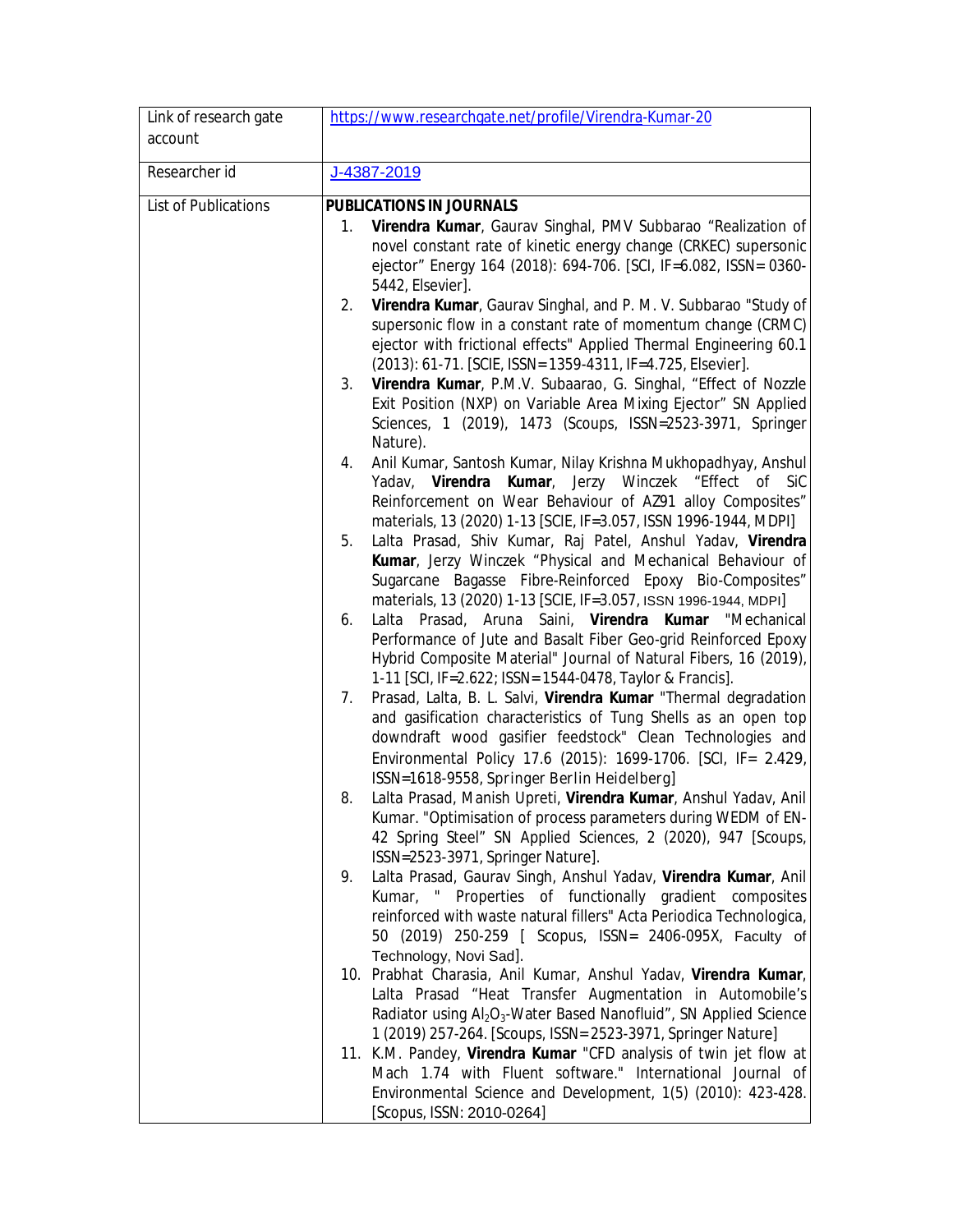| Link of research gate account | https://www.researchgate.net/profile/Virendra-Kumar-20 |
|---|---|
| Researcher id | J-4387-2019 |
| List of Publications | **PUBLICATIONS IN JOURNALS**<br>1. **Virendra Kumar**, Gaurav Singhal, PMV Subbarao "Realization of novel constant rate of kinetic energy change (CRKEC) supersonic ejector" Energy 164 (2018): 694-706. [SCI, IF=6.082, ISSN= 0360-5442, Elsevier].<br>2. **Virendra Kumar**, Gaurav Singhal, and P. M. V. Subbarao "Study of supersonic flow in a constant rate of momentum change (CRMC) ejector with frictional effects" Applied Thermal Engineering 60.1 (2013): 61-71. [SCIE, ISSN= 1359-4311, IF=4.725, Elsevier].<br>3. **Virendra Kumar**, P.M.V. Subaarao, G. Singhal, "Effect of Nozzle Exit Position (NXP) on Variable Area Mixing Ejector" SN Applied Sciences, 1 (2019), 1473 (Scoups, ISSN=2523-3971, Springer Nature).<br>4. Anil Kumar, Santosh Kumar, Nilay Krishna Mukhopadhyay, Anshul Yadav, **Virendra Kumar**, Jerzy Winczek "Effect of SiC Reinforcement on Wear Behaviour of AZ91 alloy Composites" materials, 13 (2020) 1-13 [SCIE, IF=3.057, ISSN 1996-1944, MDPI]<br>5. Lalta Prasad, Shiv Kumar, Raj Patel, Anshul Yadav, **Virendra Kumar**, Jerzy Winczek "Physical and Mechanical Behaviour of Sugarcane Bagasse Fibre-Reinforced Epoxy Bio-Composites" materials, 13 (2020) 1-13 [SCIE, IF=3.057, ISSN 1996-1944, MDPI]<br>6. Lalta Prasad, Aruna Saini, **Virendra Kumar** "Mechanical Performance of Jute and Basalt Fiber Geo-grid Reinforced Epoxy Hybrid Composite Material" Journal of Natural Fibers, 16 (2019), 1-11 [SCI, IF=2.622; ISSN= 1544-0478, Taylor & Francis].<br>7. Prasad, Lalta, B. L. Salvi, **Virendra Kumar** "Thermal degradation and gasification characteristics of Tung Shells as an open top downdraft wood gasifier feedstock" Clean Technologies and Environmental Policy 17.6 (2015): 1699-1706. [SCI, IF= 2.429, ISSN=1618-9558, Springer Berlin Heidelberg]<br>8. Lalta Prasad, Manish Upreti, **Virendra Kumar**, Anshul Yadav, Anil Kumar. "Optimisation of process parameters during WEDM of EN-42 Spring Steel" SN Applied Sciences, 2 (2020), 947 [Scoups, ISSN=2523-3971, Springer Nature].<br>9. Lalta Prasad, Gaurav Singh, Anshul Yadav, **Virendra Kumar**, Anil Kumar, " Properties of functionally gradient composites reinforced with waste natural fillers" Acta Periodica Technologica, 50 (2019) 250-259 [ Scopus, ISSN= 2406-095X, Faculty of Technology, Novi Sad].<br>10. Prabhat Charasia, Anil Kumar, Anshul Yadav, **Virendra Kumar**, Lalta Prasad "Heat Transfer Augmentation in Automobile's Radiator using $Al_2O_3$-Water Based Nanofluid", SN Applied Science 1 (2019) 257-264. [Scoups, ISSN= 2523-3971, Springer Nature]<br>11. K.M. Pandey, **Virendra Kumar** "CFD analysis of twin jet flow at Mach 1.74 with Fluent software." International Journal of Environmental Science and Development, 1(5) (2010): 423-428. [Scopus, ISSN: 2010-0264] |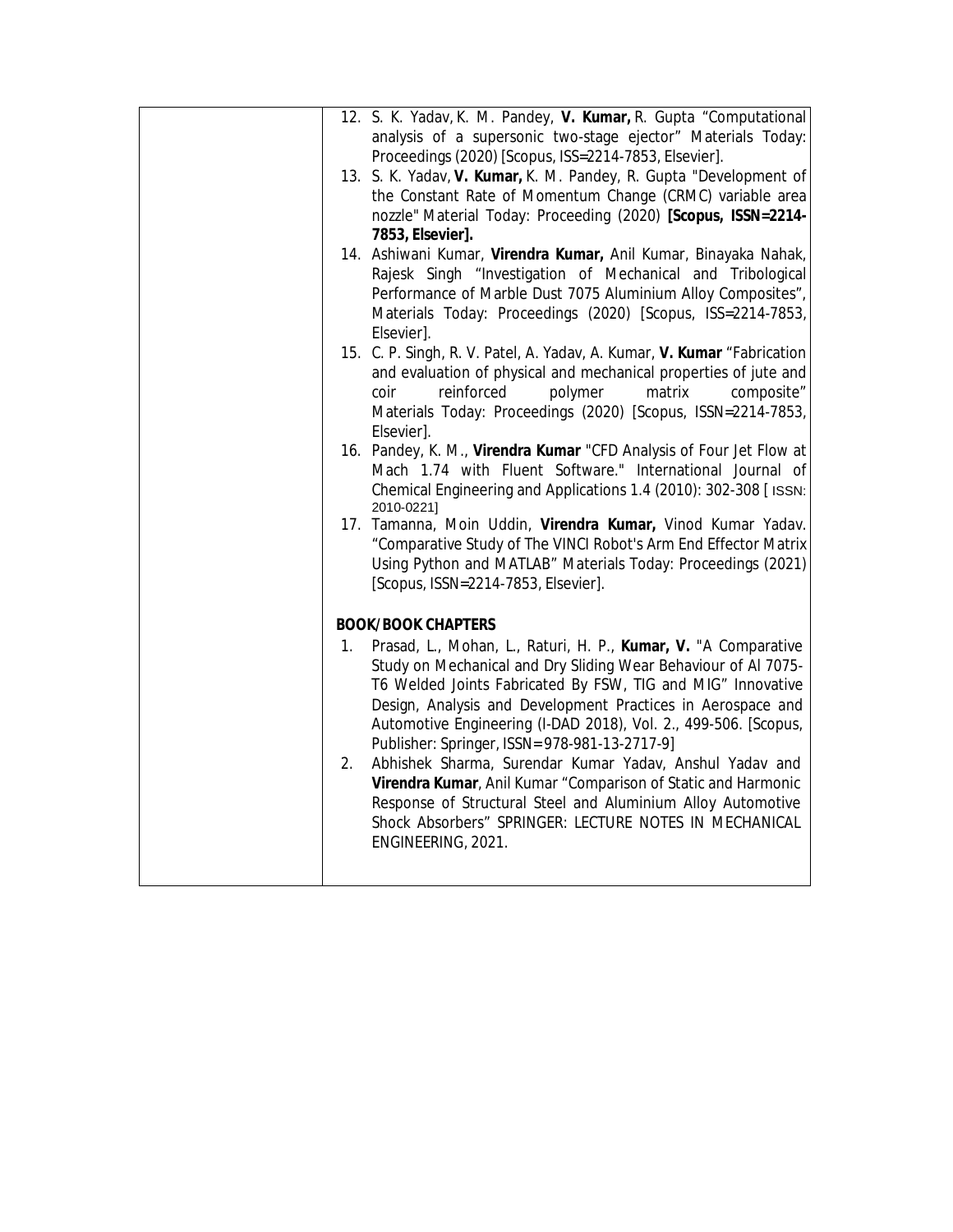12. S. K. Yadav, K. M. Pandey, **V. Kumar,** R. Gupta "Computational analysis of a supersonic two-stage ejector" Materials Today: Proceedings (2020) [Scopus, ISS=2214-7853, Elsevier].
13. S. K. Yadav, **V. Kumar,** K. M. Pandey, R. Gupta "Development of the Constant Rate of Momentum Change (CRMC) variable area nozzle" Material Today: Proceeding (2020) **[Scopus, ISSN=2214-7853, Elsevier].**
14. Ashiwani Kumar, **Virendra Kumar,** Anil Kumar, Binayaka Nahak, Rajesk Singh "Investigation of Mechanical and Tribological Performance of Marble Dust 7075 Aluminium Alloy Composites", Materials Today: Proceedings (2020) [Scopus, ISS=2214-7853, Elsevier].
15. C. P. Singh, R. V. Patel, A. Yadav, A. Kumar, **V. Kumar** "Fabrication and evaluation of physical and mechanical properties of jute and coir reinforced polymer matrix composite" Materials Today: Proceedings (2020) [Scopus, ISSN=2214-7853, Elsevier].
16. Pandey, K. M., **Virendra Kumar** "CFD Analysis of Four Jet Flow at Mach 1.74 with Fluent Software." International Journal of Chemical Engineering and Applications 1.4 (2010): 302-308 [ ISSN: 2010-0221]
17. Tamanna, Moin Uddin, **Virendra Kumar,** Vinod Kumar Yadav. "Comparative Study of The VINCI Robot's Arm End Effector Matrix Using Python and MATLAB" Materials Today: Proceedings (2021) [Scopus, ISSN=2214-7853, Elsevier].

**BOOK/BOOK CHAPTERS**

1. Prasad, L., Mohan, L., Raturi, H. P., **Kumar, V.** "A Comparative Study on Mechanical and Dry Sliding Wear Behaviour of Al 7075-T6 Welded Joints Fabricated By FSW, TIG and MIG" Innovative Design, Analysis and Development Practices in Aerospace and Automotive Engineering (I-DAD 2018), Vol. 2., 499-506. [Scopus, Publisher: Springer, ISSN= 978-981-13-2717-9]
2. Abhishek Sharma, Surendar Kumar Yadav, Anshul Yadav and **Virendra Kumar**, Anil Kumar "Comparison of Static and Harmonic Response of Structural Steel and Aluminium Alloy Automotive Shock Absorbers" SPRINGER: LECTURE NOTES IN MECHANICAL ENGINEERING, 2021.